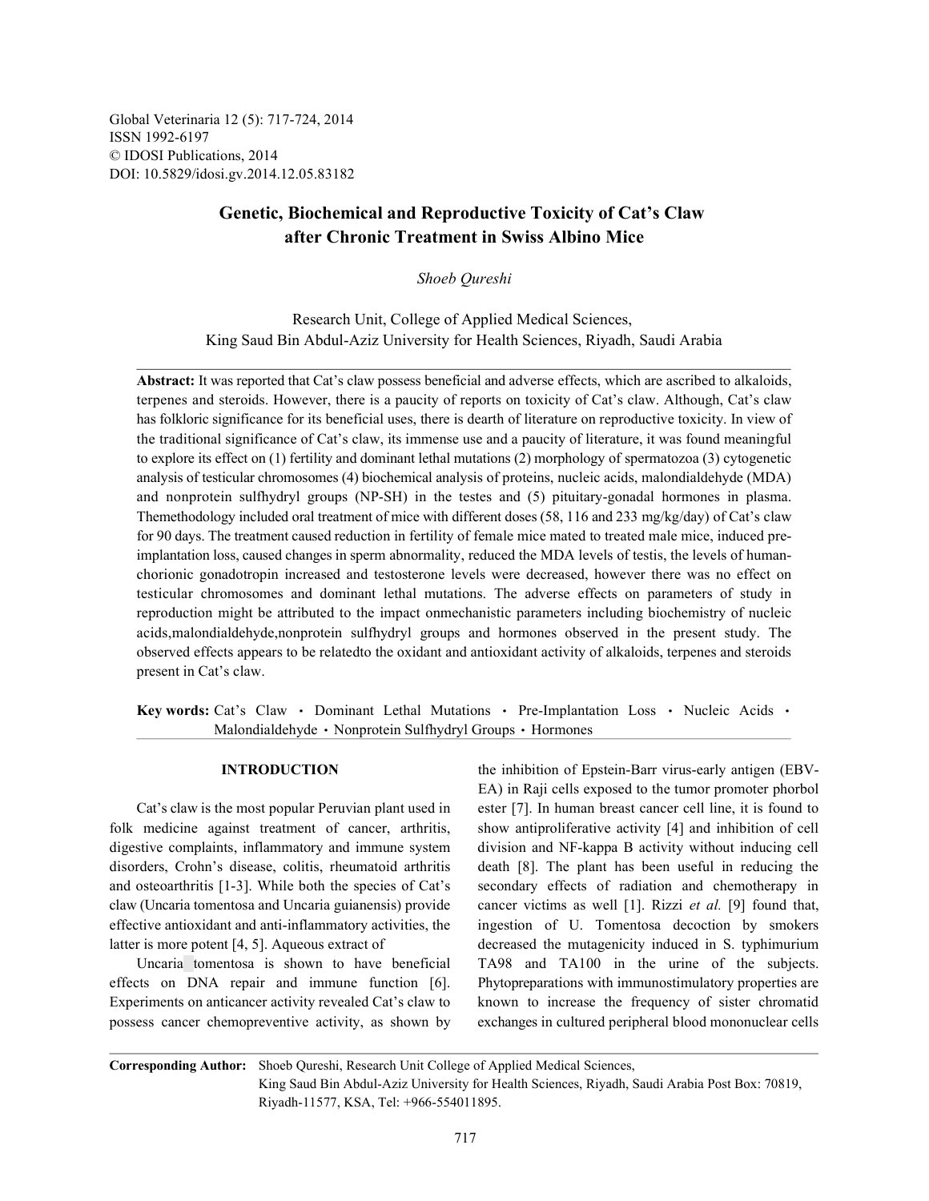Global Veterinaria 12 (5): 717-724, 2014
ISSN 1992-6197
© IDOSI Publications, 2014
DOI: 10.5829/idosi.gv.2014.12.05.83182

# Genetic, Biochemical and Reproductive Toxicity of Cat's Claw after Chronic Treatment in Swiss Albino Mice

*Shoeb Qureshi*

Research Unit, College of Applied Medical Sciences,
King Saud Bin Abdul-Aziz University for Health Sciences, Riyadh, Saudi Arabia

**Abstract:** It was reported that Cat's claw possess beneficial and adverse effects, which are ascribed to alkaloids, terpenes and steroids. However, there is a paucity of reports on toxicity of Cat's claw. Although, Cat's claw has folkloric significance for its beneficial uses, there is dearth of literature on reproductive toxicity. In view of the traditional significance of Cat's claw, its immense use and a paucity of literature, it was found meaningful to explore its effect on (1) fertility and dominant lethal mutations (2) morphology of spermatozoa (3) cytogenetic analysis of testicular chromosomes (4) biochemical analysis of proteins, nucleic acids, malondialdehyde (MDA) and nonprotein sulfhydryl groups (NP-SH) in the testes and (5) pituitary-gonadal hormones in plasma. Themethodology included oral treatment of mice with different doses (58, 116 and 233 mg/kg/day) of Cat's claw for 90 days. The treatment caused reduction in fertility of female mice mated to treated male mice, induced pre-implantation loss, caused changes in sperm abnormality, reduced the MDA levels of testis, the levels of human-chorionic gonadotropin increased and testosterone levels were decreased, however there was no effect on testicular chromosomes and dominant lethal mutations. The adverse effects on parameters of study in reproduction might be attributed to the impact onmechanistic parameters including biochemistry of nucleic acids,malondialdehyde,nonprotein sulfhydryl groups and hormones observed in the present study. The observed effects appears to be relatedto the oxidant and antioxidant activity of alkaloids, terpenes and steroids present in Cat's claw.

**Key words:** Cat's Claw • Dominant Lethal Mutations • Pre-Implantation Loss • Nucleic Acids • Malondialdehyde • Nonprotein Sulfhydryl Groups • Hormones

## INTRODUCTION

Cat's claw is the most popular Peruvian plant used in folk medicine against treatment of cancer, arthritis, digestive complaints, inflammatory and immune system disorders, Crohn's disease, colitis, rheumatoid arthritis and osteoarthritis [1-3]. While both the species of Cat's claw (Uncaria tomentosa and Uncaria guianensis) provide effective antioxidant and anti-inflammatory activities, the latter is more potent [4, 5]. Aqueous extract of Uncaria tomentosa is shown to have beneficial effects on DNA repair and immune function [6]. Experiments on anticancer activity revealed Cat's claw to possess cancer chemopreventive activity, as shown by the inhibition of Epstein-Barr virus-early antigen (EBV-EA) in Raji cells exposed to the tumor promoter phorbol ester [7]. In human breast cancer cell line, it is found to show antiproliferative activity [4] and inhibition of cell division and NF-kappa B activity without inducing cell death [8]. The plant has been useful in reducing the secondary effects of radiation and chemotherapy in cancer victims as well [1]. Rizzi *et al.* [9] found that, ingestion of U. Tomentosa decoction by smokers decreased the mutagenicity induced in S. typhimurium TA98 and TA100 in the urine of the subjects. Phytopreparations with immunostimulatory properties are known to increase the frequency of sister chromatid exchanges in cultured peripheral blood mononuclear cells

**Corresponding Author:** Shoeb Qureshi, Research Unit College of Applied Medical Sciences, King Saud Bin Abdul-Aziz University for Health Sciences, Riyadh, Saudi Arabia Post Box: 70819, Riyadh-11577, KSA, Tel: +966-554011895.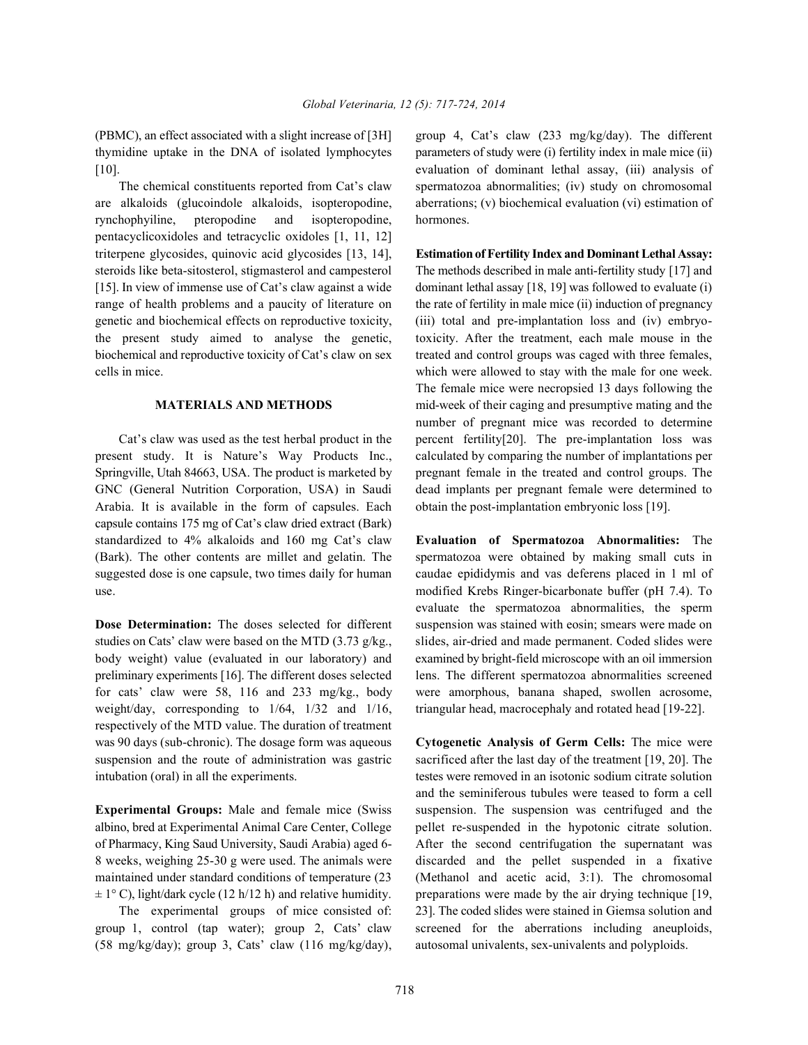(PBMC), an effect associated with a slight increase of [3H] thymidine uptake in the DNA of isolated lymphocytes [10].

The chemical constituents reported from Cat's claw are alkaloids (glucoindole alkaloids, isopteropodine, rynchophyiline, pteropodine and isopteropodine, pentacyclicoxidoles and tetracyclic oxidoles [1, 11, 12] triterpene glycosides, quinovic acid glycosides [13, 14], steroids like beta-sitosterol, stigmasterol and campesterol [15]. In view of immense use of Cat's claw against a wide range of health problems and a paucity of literature on genetic and biochemical effects on reproductive toxicity, the present study aimed to analyse the genetic, biochemical and reproductive toxicity of Cat's claw on sex cells in mice.

## MATERIALS AND METHODS

Cat's claw was used as the test herbal product in the present study. It is Nature's Way Products Inc., Springville, Utah 84663, USA. The product is marketed by GNC (General Nutrition Corporation, USA) in Saudi Arabia. It is available in the form of capsules. Each capsule contains 175 mg of Cat's claw dried extract (Bark) standardized to 4% alkaloids and 160 mg Cat's claw (Bark). The other contents are millet and gelatin. The suggested dose is one capsule, two times daily for human use.

**Dose Determination:** The doses selected for different studies on Cats' claw were based on the MTD (3.73 g/kg., body weight) value (evaluated in our laboratory) and preliminary experiments [16]. The different doses selected for cats' claw were 58, 116 and 233 mg/kg., body weight/day, corresponding to 1/64, 1/32 and 1/16, respectively of the MTD value. The duration of treatment was 90 days (sub-chronic). The dosage form was aqueous suspension and the route of administration was gastric intubation (oral) in all the experiments.

**Experimental Groups:** Male and female mice (Swiss albino, bred at Experimental Animal Care Center, College of Pharmacy, King Saud University, Saudi Arabia) aged 6-8 weeks, weighing 25-30 g were used. The animals were maintained under standard conditions of temperature (23 ± 1° C), light/dark cycle (12 h/12 h) and relative humidity.

The experimental groups of mice consisted of: group 1, control (tap water); group 2, Cats' claw (58 mg/kg/day); group 3, Cats' claw (116 mg/kg/day), group 4, Cat's claw (233 mg/kg/day). The different parameters of study were (i) fertility index in male mice (ii) evaluation of dominant lethal assay, (iii) analysis of spermatozoa abnormalities; (iv) study on chromosomal aberrations; (v) biochemical evaluation (vi) estimation of hormones.

**Estimation of Fertility Index and Dominant Lethal Assay:** The methods described in male anti-fertility study [17] and dominant lethal assay [18, 19] was followed to evaluate (i) the rate of fertility in male mice (ii) induction of pregnancy (iii) total and pre-implantation loss and (iv) embryo-toxicity. After the treatment, each male mouse in the treated and control groups was caged with three females, which were allowed to stay with the male for one week. The female mice were necropsied 13 days following the mid-week of their caging and presumptive mating and the number of pregnant mice was recorded to determine percent fertility[20]. The pre-implantation loss was calculated by comparing the number of implantations per pregnant female in the treated and control groups. The dead implants per pregnant female were determined to obtain the post-implantation embryonic loss [19].

**Evaluation of Spermatozoa Abnormalities:** The spermatozoa were obtained by making small cuts in caudae epididymis and vas deferens placed in 1 ml of modified Krebs Ringer-bicarbonate buffer (pH 7.4). To evaluate the spermatozoa abnormalities, the sperm suspension was stained with eosin; smears were made on slides, air-dried and made permanent. Coded slides were examined by bright-field microscope with an oil immersion lens. The different spermatozoa abnormalities screened were amorphous, banana shaped, swollen acrosome, triangular head, macrocephaly and rotated head [19-22].

**Cytogenetic Analysis of Germ Cells:** The mice were sacrificed after the last day of the treatment [19, 20]. The testes were removed in an isotonic sodium citrate solution and the seminiferous tubules were teased to form a cell suspension. The suspension was centrifuged and the pellet re-suspended in the hypotonic citrate solution. After the second centrifugation the supernatant was discarded and the pellet suspended in a fixative (Methanol and acetic acid, 3:1). The chromosomal preparations were made by the air drying technique [19, 23]. The coded slides were stained in Giemsa solution and screened for the aberrations including aneuploids, autosomal univalents, sex-univalents and polyploids.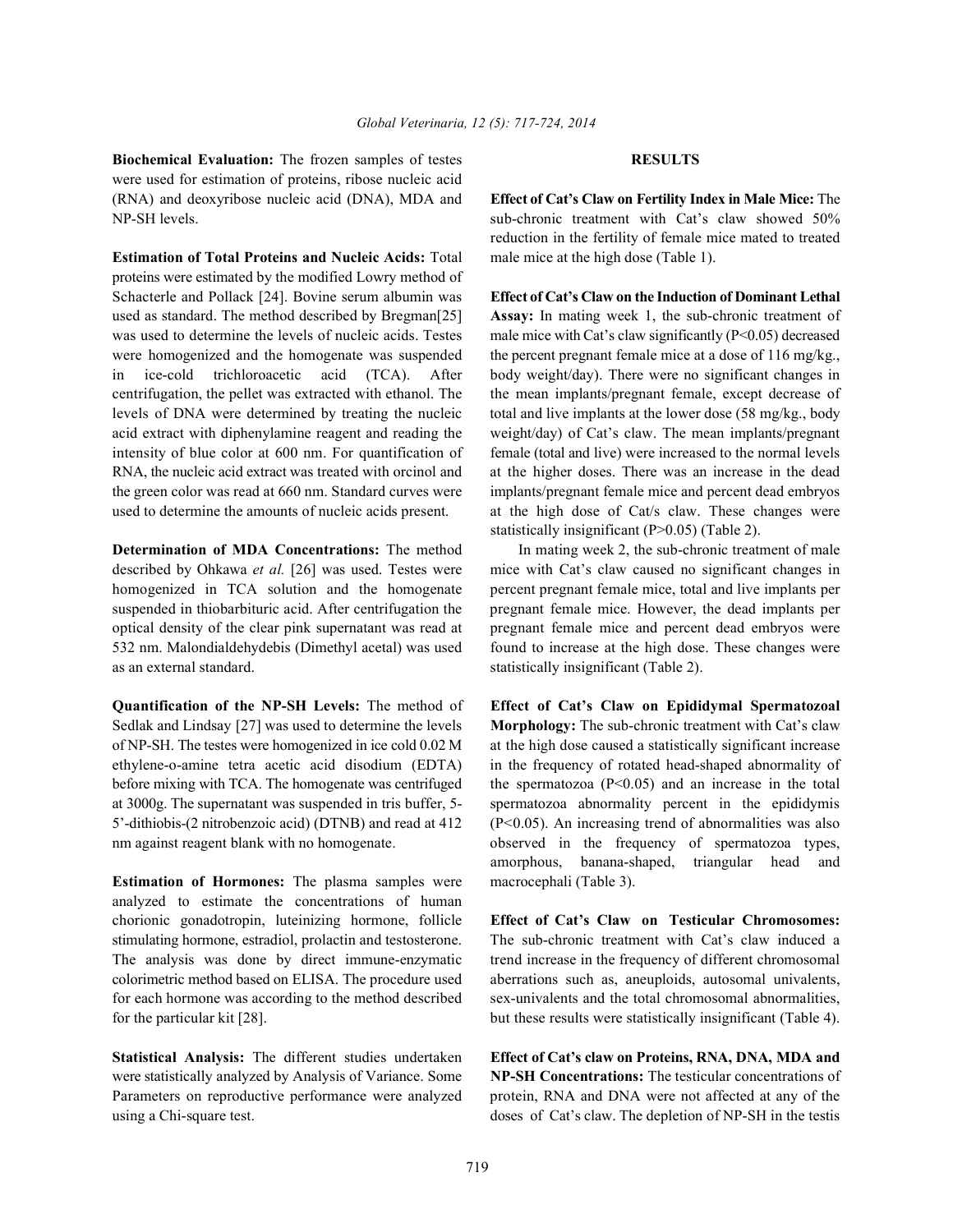**Biochemical Evaluation:** The frozen samples of testes were used for estimation of proteins, ribose nucleic acid (RNA) and deoxyribose nucleic acid (DNA), MDA and NP-SH levels.

**Estimation of Total Proteins and Nucleic Acids:** Total proteins were estimated by the modified Lowry method of Schacterle and Pollack [24]. Bovine serum albumin was used as standard. The method described by Bregman[25] was used to determine the levels of nucleic acids. Testes were homogenized and the homogenate was suspended in ice-cold trichloroacetic acid (TCA). After centrifugation, the pellet was extracted with ethanol. The levels of DNA were determined by treating the nucleic acid extract with diphenylamine reagent and reading the intensity of blue color at 600 nm. For quantification of RNA, the nucleic acid extract was treated with orcinol and the green color was read at 660 nm. Standard curves were used to determine the amounts of nucleic acids present.

**Determination of MDA Concentrations:** The method described by Ohkawa *et al.* [26] was used. Testes were homogenized in TCA solution and the homogenate suspended in thiobarbituric acid. After centrifugation the optical density of the clear pink supernatant was read at 532 nm. Malondialdehydebis (Dimethyl acetal) was used as an external standard.

**Quantification of the NP-SH Levels:** The method of Sedlak and Lindsay [27] was used to determine the levels of NP-SH. The testes were homogenized in ice cold 0.02 M ethylene-o-amine tetra acetic acid disodium (EDTA) before mixing with TCA. The homogenate was centrifuged at 3000g. The supernatant was suspended in tris buffer, 5-5'-dithiobis-(2 nitrobenzoic acid) (DTNB) and read at 412 nm against reagent blank with no homogenate.

**Estimation of Hormones:** The plasma samples were analyzed to estimate the concentrations of human chorionic gonadotropin, luteinizing hormone, follicle stimulating hormone, estradiol, prolactin and testosterone. The analysis was done by direct immune-enzymatic colorimetric method based on ELISA. The procedure used for each hormone was according to the method described for the particular kit [28].

**Statistical Analysis:** The different studies undertaken were statistically analyzed by Analysis of Variance. Some Parameters on reproductive performance were analyzed using a Chi-square test.

## RESULTS

**Effect of Cat's Claw on Fertility Index in Male Mice:** The sub-chronic treatment with Cat's claw showed 50% reduction in the fertility of female mice mated to treated male mice at the high dose (Table 1).

**Effect of Cat's Claw on the Induction of Dominant Lethal Assay:** In mating week 1, the sub-chronic treatment of male mice with Cat's claw significantly ($P<0.05$) decreased the percent pregnant female mice at a dose of 116 mg/kg., body weight/day). There were no significant changes in the mean implants/pregnant female, except decrease of total and live implants at the lower dose (58 mg/kg., body weight/day) of Cat's claw. The mean implants/pregnant female (total and live) were increased to the normal levels at the higher doses. There was an increase in the dead implants/pregnant female mice and percent dead embryos at the high dose of Cat/s claw. These changes were statistically insignificant ($P>0.05$) (Table 2).

In mating week 2, the sub-chronic treatment of male mice with Cat's claw caused no significant changes in percent pregnant female mice, total and live implants per pregnant female mice. However, the dead implants per pregnant female mice and percent dead embryos were found to increase at the high dose. These changes were statistically insignificant (Table 2).

**Effect of Cat's Claw on Epididymal Spermatozoal Morphology:** The sub-chronic treatment with Cat's claw at the high dose caused a statistically significant increase in the frequency of rotated head-shaped abnormality of the spermatozoa ($P<0.05$) and an increase in the total spermatozoa abnormality percent in the epididymis ($P<0.05$). An increasing trend of abnormalities was also observed in the frequency of spermatozoa types, amorphous, banana-shaped, triangular head and macrocephali (Table 3).

**Effect of Cat's Claw on Testicular Chromosomes:** The sub-chronic treatment with Cat's claw induced a trend increase in the frequency of different chromosomal aberrations such as, aneuploids, autosomal univalents, sex-univalents and the total chromosomal abnormalities, but these results were statistically insignificant (Table 4).

**Effect of Cat's claw on Proteins, RNA, DNA, MDA and NP-SH Concentrations:** The testicular concentrations of protein, RNA and DNA were not affected at any of the doses of Cat's claw. The depletion of NP-SH in the testis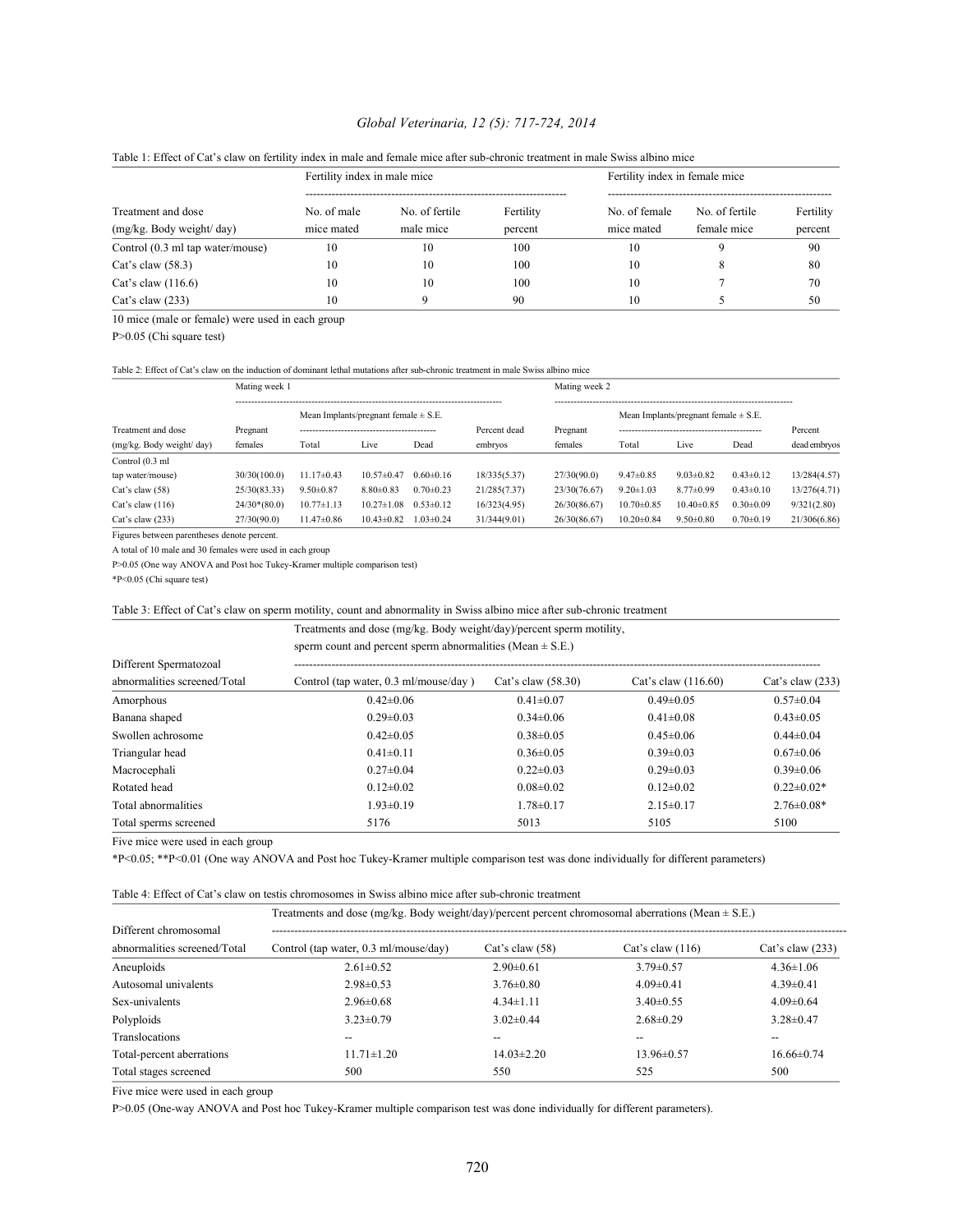Table 1: Effect of Cat's claw on fertility index in male and female mice after sub-chronic treatment in male Swiss albino mice

| Treatment and dose (mg/kg. Body weight/ day) | Fertility index in male mice | | | Fertility index in female mice | | |
|---|---|---|---|---|---|---|
| | No. of male mice mated | No. of fertile male mice | Fertility percent | No. of female mice mated | No. of fertile female mice | Fertility percent |
| Control (0.3 ml tap water/mouse) | 10 | 10 | 100 | 10 | 9 | 90 |
| Cat's claw (58.3) | 10 | 10 | 100 | 10 | 8 | 80 |
| Cat's claw (116.6) | 10 | 10 | 100 | 10 | 7 | 70 |
| Cat's claw (233) | 10 | 9 | 90 | 10 | 5 | 50 |

10 mice (male or female) were used in each group

P>0.05 (Chi square test)

Table 2: Effect of Cat's claw on the induction of dominant lethal mutations after sub-chronic treatment in male Swiss albino mice

| Treatment and dose (mg/kg. Body weight/ day) | Mating week 1 | | | | | Mating week 2 | | | | |
|---|---|---|---|---|---|---|---|---|---|---|
| | Pregnant females | Mean Implants/pregnant female ± S.E. | | | Percent dead embryos | Pregnant females | Mean Implants/pregnant female ± S.E. | | | Percent dead embryos |
| | | Total | Live | Dead | | | Total | Live | Dead | |
| Control (0.3 ml tap water/mouse) | 30/30(100.0) | 11.17±0.43 | 10.57±0.47 | 0.60±0.16 | 18/335(5.37) | 27/30(90.0) | 9.47±0.85 | 9.03±0.82 | 0.43±0.12 | 13/284(4.57) |
| Cat's claw (58) | 25/30(83.33) | 9.50±0.87 | 8.80±0.83 | 0.70±0.23 | 21/285(7.37) | 23/30(76.67) | 9.20±1.03 | 8.77±0.99 | 0.43±0.10 | 13/276(4.71) |
| Cat's claw (116) | 24/30*(80.0) | 10.77±1.13 | 10.27±1.08 | 0.53±0.12 | 16/323(4.95) | 26/30(86.67) | 10.70±0.85 | 10.40±0.85 | 0.30±0.09 | 9/321(2.80) |
| Cat's claw (233) | 27/30(90.0) | 11.47±0.86 | 10.43±0.82 | 1.03±0.24 | 31/344(9.01) | 26/30(86.67) | 10.20±0.84 | 9.50±0.80 | 0.70±0.19 | 21/306(6.86) |

Figures between parentheses denote percent.

A total of 10 male and 30 females were used in each group

P>0.05 (One way ANOVA and Post hoc Tukey-Kramer multiple comparison test)

*P<0.05 (Chi square test)

Table 3: Effect of Cat's claw on sperm motility, count and abnormality in Swiss albino mice after sub-chronic treatment

| Different Spermatozoal abnormalities screened/Total | Treatments and dose (mg/kg. Body weight/day)/percent sperm motility, sperm count and percent sperm abnormalities (Mean ± S.E.) | | | |
|---|---|---|---|---|
| | Control (tap water, 0.3 ml/mouse/day ) | Cat's claw (58.30) | Cat's claw (116.60) | Cat's claw (233) |
| Amorphous | 0.42±0.06 | 0.41±0.07 | 0.49±0.05 | 0.57±0.04 |
| Banana shaped | 0.29±0.03 | 0.34±0.06 | 0.41±0.08 | 0.43±0.05 |
| Swollen achrosome | 0.42±0.05 | 0.38±0.05 | 0.45±0.06 | 0.44±0.04 |
| Triangular head | 0.41±0.11 | 0.36±0.05 | 0.39±0.03 | 0.67±0.06 |
| Macrocephali | 0.27±0.04 | 0.22±0.03 | 0.29±0.03 | 0.39±0.06 |
| Rotated head | 0.12±0.02 | 0.08±0.02 | 0.12±0.02 | 0.22±0.02* |
| Total abnormalities | 1.93±0.19 | 1.78±0.17 | 2.15±0.17 | 2.76±0.08* |
| Total sperms screened | 5176 | 5013 | 5105 | 5100 |

Five mice were used in each group

*P<0.05; **P<0.01 (One way ANOVA and Post hoc Tukey-Kramer multiple comparison test was done individually for different parameters)

Table 4: Effect of Cat's claw on testis chromosomes in Swiss albino mice after sub-chronic treatment

| Different chromosomal abnormalities screened/Total | Treatments and dose (mg/kg. Body weight/day)/percent percent chromosomal aberrations (Mean ± S.E.) | | | |
|---|---|---|---|---|
| | Control (tap water, 0.3 ml/mouse/day) | Cat's claw (58) | Cat's claw (116) | Cat's claw (233) |
| Aneuploids | 2.61±0.52 | 2.90±0.61 | 3.79±0.57 | 4.36±1.06 |
| Autosomal univalents | 2.98±0.53 | 3.76±0.80 | 4.09±0.41 | 4.39±0.41 |
| Sex-univalents | 2.96±0.68 | 4.34±1.11 | 3.40±0.55 | 4.09±0.64 |
| Polyploids | 3.23±0.79 | 3.02±0.44 | 2.68±0.29 | 3.28±0.47 |
| Translocations | -- | -- | -- | -- |
| Total-percent aberrations | 11.71±1.20 | 14.03±2.20 | 13.96±0.57 | 16.66±0.74 |
| Total stages screened | 500 | 550 | 525 | 500 |

Five mice were used in each group

P>0.05 (One-way ANOVA and Post hoc Tukey-Kramer multiple comparison test was done individually for different parameters).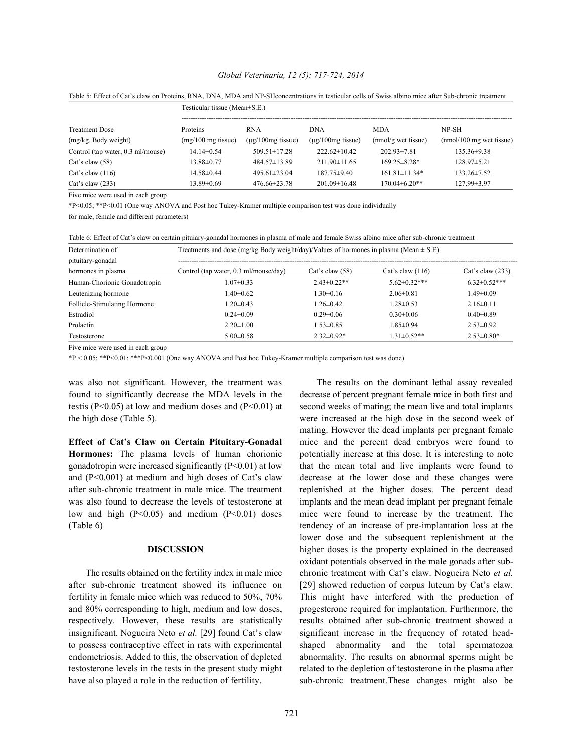Table 5: Effect of Cat's claw on Proteins, RNA, DNA, MDA and NP-SHconcentrations in testicular cells of Swiss albino mice after Sub-chronic treatment

| | Testicular tissue (Mean±S.E.) | | | | |
|---|---|---|---|---|---|
| Treatment Dose (mg/kg. Body weight) | Proteins (mg/100 mg tissue) | RNA (µg/100mg tissue) | DNA (µg/100mg tissue) | MDA (nmol/g wet tissue) | NP-SH (nmol/100 mg wet tissue) |
| Control (tap water, 0.3 ml/mouse) | 14.14±0.54 | 509.51±17.28 | 222.62±10.42 | 202.93±7.81 | 135.36±9.38 |
| Cat's claw (58) | 13.88±0.77 | 484.57±13.89 | 211.90±11.65 | 169.25±8.28* | 128.97±5.21 |
| Cat's claw (116) | 14.58±0.44 | 495.61±23.04 | 187.75±9.40 | 161.81±11.34* | 133.26±7.52 |
| Cat's claw (233) | 13.89±0.69 | 476.66±23.78 | 201.09±16.48 | 170.04±6.20** | 127.99±3.97 |

Five mice were used in each group

*P<0.05; **P<0.01 (One way ANOVA and Post hoc Tukey-Kramer multiple comparison test was done individually for male, female and different parameters)

Table 6: Effect of Cat's claw on certain pituiary-gonadal hormones in plasma of male and female Swiss albino mice after sub-chronic treatment

| Determination of pituitary-gonadal hormones in plasma | Treatments and dose (mg/kg Body weight/day)/Values of hormones in plasma (Mean ± S.E) | | | |
|---|---|---|---|---|
| | Control (tap water, 0.3 ml/mouse/day) | Cat's claw (58) | Cat's claw (116) | Cat's claw (233) |
| Human-Chorionic Gonadotropin | 1.07±0.33 | 2.43±0.22** | 5.62±0.32*** | 6.32±0.52*** |
| Leutenizing hormone | 1.40±0.62 | 1.30±0.16 | 2.06±0.81 | 1.49±0.09 |
| Follicle-Stimulating Hormone | 1.20±0.43 | 1.26±0.42 | 1.28±0.53 | 2.16±0.11 |
| Estradiol | 0.24±0.09 | 0.29±0.06 | 0.30±0.06 | 0.40±0.89 |
| Prolactin | 2.20±1.00 | 1.53±0.85 | 1.85±0.94 | 2.53±0.92 |
| Testosterone | 5.00±0.58 | 2.32±0.92* | 1.31±0.52** | 2.53±0.80* |

Five mice were used in each group

*P < 0.05; **P<0.01: ***P<0.001 (One way ANOVA and Post hoc Tukey-Kramer multiple comparison test was done)

was also not significant. However, the treatment was found to significantly decrease the MDA levels in the testis (P<0.05) at low and medium doses and (P<0.01) at the high dose (Table 5).

**Effect of Cat's Claw on Certain Pituitary-Gonadal Hormones:** The plasma levels of human chorionic gonadotropin were increased significantly (P<0.01) at low and (P<0.001) at medium and high doses of Cat's claw after sub-chronic treatment in male mice. The treatment was also found to decrease the levels of testosterone at low and high (P<0.05) and medium (P<0.01) doses (Table 6)

## DISCUSSION

The results obtained on the fertility index in male mice after sub-chronic treatment showed its influence on fertility in female mice which was reduced to 50%, 70% and 80% corresponding to high, medium and low doses, respectively. However, these results are statistically insignificant. Nogueira Neto *et al.* [29] found Cat's claw to possess contraceptive effect in rats with experimental endometriosis. Added to this, the observation of depleted testosterone levels in the tests in the present study might have also played a role in the reduction of fertility.

The results on the dominant lethal assay revealed decrease of percent pregnant female mice in both first and second weeks of mating; the mean live and total implants were increased at the high dose in the second week of mating. However the dead implants per pregnant female mice and the percent dead embryos were found to potentially increase at this dose. It is interesting to note that the mean total and live implants were found to decrease at the lower dose and these changes were replenished at the higher doses. The percent dead implants and the mean dead implant per pregnant female mice were found to increase by the treatment. The tendency of an increase of pre-implantation loss at the lower dose and the subsequent replenishment at the higher doses is the property explained in the decreased oxidant potentials observed in the male gonads after sub-chronic treatment with Cat's claw. Nogueira Neto *et al.* [29] showed reduction of corpus luteum by Cat's claw. This might have interfered with the production of progesterone required for implantation. Furthermore, the results obtained after sub-chronic treatment showed a significant increase in the frequency of rotated head-shaped abnormality and the total spermatozoa abnormality. The results on abnormal sperms might be related to the depletion of testosterone in the plasma after sub-chronic treatment.These changes might also be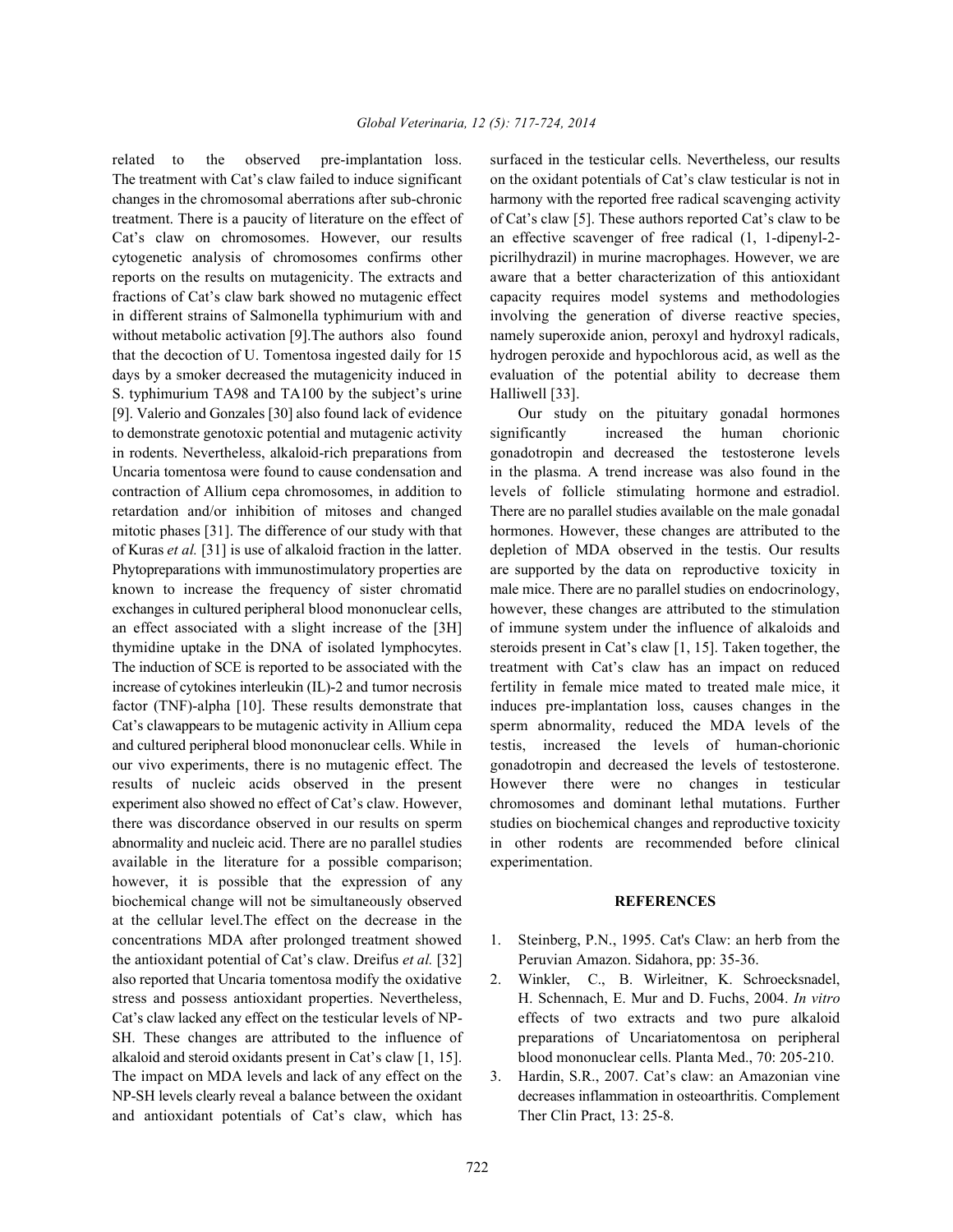related to the observed pre-implantation loss. The treatment with Cat's claw failed to induce significant changes in the chromosomal aberrations after sub-chronic treatment. There is a paucity of literature on the effect of Cat's claw on chromosomes. However, our results cytogenetic analysis of chromosomes confirms other reports on the results on mutagenicity. The extracts and fractions of Cat's claw bark showed no mutagenic effect in different strains of Salmonella typhimurium with and without metabolic activation [9].The authors also found that the decoction of U. Tomentosa ingested daily for 15 days by a smoker decreased the mutagenicity induced in S. typhimurium TA98 and TA100 by the subject's urine [9]. Valerio and Gonzales [30] also found lack of evidence to demonstrate genotoxic potential and mutagenic activity in rodents. Nevertheless, alkaloid-rich preparations from Uncaria tomentosa were found to cause condensation and contraction of Allium cepa chromosomes, in addition to retardation and/or inhibition of mitoses and changed mitotic phases [31]. The difference of our study with that of Kuras *et al.* [31] is use of alkaloid fraction in the latter. Phytopreparations with immunostimulatory properties are known to increase the frequency of sister chromatid exchanges in cultured peripheral blood mononuclear cells, an effect associated with a slight increase of the [3H] thymidine uptake in the DNA of isolated lymphocytes. The induction of SCE is reported to be associated with the increase of cytokines interleukin (IL)-2 and tumor necrosis factor (TNF)-alpha [10]. These results demonstrate that Cat's clawappears to be mutagenic activity in Allium cepa and cultured peripheral blood mononuclear cells. While in our vivo experiments, there is no mutagenic effect. The results of nucleic acids observed in the present experiment also showed no effect of Cat's claw. However, there was discordance observed in our results on sperm abnormality and nucleic acid. There are no parallel studies available in the literature for a possible comparison; however, it is possible that the expression of any biochemical change will not be simultaneously observed at the cellular level.The effect on the decrease in the concentrations MDA after prolonged treatment showed the antioxidant potential of Cat's claw. Dreifus *et al.* [32] also reported that Uncaria tomentosa modify the oxidative stress and possess antioxidant properties. Nevertheless, Cat's claw lacked any effect on the testicular levels of NP-SH. These changes are attributed to the influence of alkaloid and steroid oxidants present in Cat's claw [1, 15]. The impact on MDA levels and lack of any effect on the NP-SH levels clearly reveal a balance between the oxidant and antioxidant potentials of Cat's claw, which has surfaced in the testicular cells. Nevertheless, our results on the oxidant potentials of Cat's claw testicular is not in harmony with the reported free radical scavenging activity of Cat's claw [5]. These authors reported Cat's claw to be an effective scavenger of free radical (1, 1-dipenyl-2-picrilhydrazil) in murine macrophages. However, we are aware that a better characterization of this antioxidant capacity requires model systems and methodologies involving the generation of diverse reactive species, namely superoxide anion, peroxyl and hydroxyl radicals, hydrogen peroxide and hypochlorous acid, as well as the evaluation of the potential ability to decrease them Halliwell [33].

Our study on the pituitary gonadal hormones significantly increased the human chorionic gonadotropin and decreased the testosterone levels in the plasma. A trend increase was also found in the levels of follicle stimulating hormone and estradiol. There are no parallel studies available on the male gonadal hormones. However, these changes are attributed to the depletion of MDA observed in the testis. Our results are supported by the data on reproductive toxicity in male mice. There are no parallel studies on endocrinology, however, these changes are attributed to the stimulation of immune system under the influence of alkaloids and steroids present in Cat's claw [1, 15]. Taken together, the treatment with Cat's claw has an impact on reduced fertility in female mice mated to treated male mice, it induces pre-implantation loss, causes changes in the sperm abnormality, reduced the MDA levels of the testis, increased the levels of human-chorionic gonadotropin and decreased the levels of testosterone. However there were no changes in testicular chromosomes and dominant lethal mutations. Further studies on biochemical changes and reproductive toxicity in other rodents are recommended before clinical experimentation.

## REFERENCES

1. Steinberg, P.N., 1995. Cat's Claw: an herb from the Peruvian Amazon. Sidahora, pp: 35-36.
2. Winkler, C., B. Wirleitner, K. Schroecksnadel, H. Schennach, E. Mur and D. Fuchs, 2004. *In vitro* effects of two extracts and two pure alkaloid preparations of Uncariatomentosa on peripheral blood mononuclear cells. Planta Med., 70: 205-210.
3. Hardin, S.R., 2007. Cat's claw: an Amazonian vine decreases inflammation in osteoarthritis. Complement Ther Clin Pract, 13: 25-8.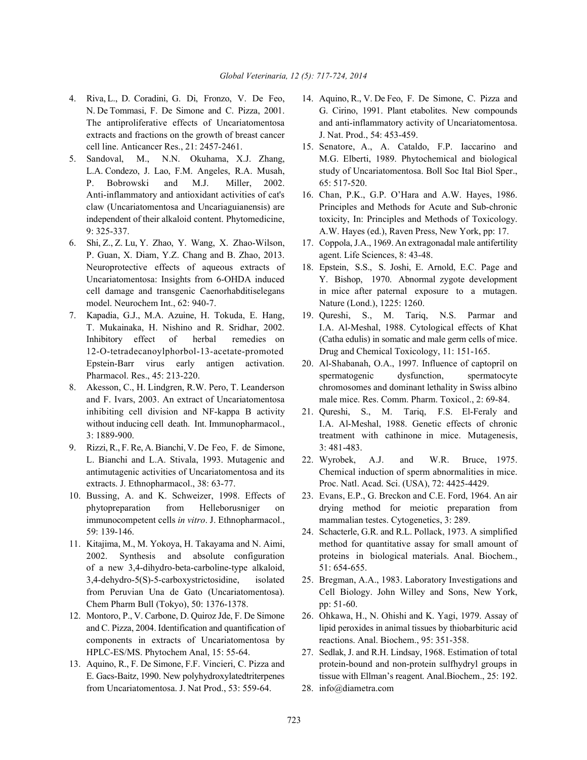4. Riva, L., D. Coradini, G. Di, Fronzo, V. De Feo, N. De Tommasi, F. De Simone and C. Pizza, 2001. The antiproliferative effects of Uncariatomentosa extracts and fractions on the growth of breast cancer cell line. Anticancer Res., 21: 2457-2461.
5. Sandoval, M., N.N. Okuhama, X.J. Zhang, L.A. Condezo, J. Lao, F.M. Angeles, R.A. Musah, P. Bobrowski and M.J. Miller, 2002. Anti-inflammatory and antioxidant activities of cat's claw (Uncariatomentosa and Uncariaguianensis) are independent of their alkaloid content. Phytomedicine, 9: 325-337.
6. Shi, Z., Z. Lu, Y. Zhao, Y. Wang, X. Zhao-Wilson, P. Guan, X. Diam, Y.Z. Chang and B. Zhao, 2013. Neuroprotective effects of aqueous extracts of Uncariatomentosa: Insights from 6-OHDA induced cell damage and transgenic Caenorhabditiselegans model. Neurochem Int., 62: 940-7.
7. Kapadia, G.J., M.A. Azuine, H. Tokuda, E. Hang, T. Mukainaka, H. Nishino and R. Sridhar, 2002. Inhibitory effect of herbal remedies on 12-O-tetradecanoylphorbol-13-acetate-promoted Epstein-Barr virus early antigen activation. Pharmacol. Res., 45: 213-220.
8. Akesson, C., H. Lindgren, R.W. Pero, T. Leanderson and F. Ivars, 2003. An extract of Uncariatomentosa inhibiting cell division and NF-kappa B activity without inducing cell death. Int. Immunopharmacol., 3: 1889-900.
9. Rizzi, R., F. Re, A. Bianchi, V. De Feo, F. de Simone, L. Bianchi and L.A. Stivala, 1993. Mutagenic and antimutagenic activities of Uncariatomentosa and its extracts. J. Ethnopharmacol., 38: 63-77.
10. Bussing, A. and K. Schweizer, 1998. Effects of phytopreparation from Helleborusniger on immunocompetent cells *in vitro*. J. Ethnopharmacol., 59: 139-146.
11. Kitajima, M., M. Yokoya, H. Takayama and N. Aimi, 2002. Synthesis and absolute configuration of a new 3,4-dihydro-beta-carboline-type alkaloid, 3,4-dehydro-5(S)-5-carboxystrictosidine, isolated from Peruvian Una de Gato (Uncariatomentosa). Chem Pharm Bull (Tokyo), 50: 1376-1378.
12. Montoro, P., V. Carbone, D. Quiroz Jde, F. De Simone and C. Pizza, 2004. Identification and quantification of components in extracts of Uncariatomentosa by HPLC-ES/MS. Phytochem Anal, 15: 55-64.
13. Aquino, R., F. De Simone, F.F. Vincieri, C. Pizza and E. Gacs-Baitz, 1990. New polyhydroxylatedtriterpenes from Uncariatomentosa. J. Nat Prod., 53: 559-64.
14. Aquino, R., V. De Feo, F. De Simone, C. Pizza and G. Cirino, 1991. Plant etabolites. New compounds and anti-inflammatory activity of Uncariatomentosa. J. Nat. Prod., 54: 453-459.
15. Senatore, A., A. Cataldo, F.P. Iaccarino and M.G. Elberti, 1989. Phytochemical and biological study of Uncariatomentosa. Boll Soc Ital Biol Sper., 65: 517-520.
16. Chan, P.K., G.P. O'Hara and A.W. Hayes, 1986. Principles and Methods for Acute and Sub-chronic toxicity, In: Principles and Methods of Toxicology. A.W. Hayes (ed.), Raven Press, New York, pp: 17.
17. Coppola, J.A., 1969. An extragonadal male antifertility agent. Life Sciences, 8: 43-48.
18. Epstein, S.S., S. Joshi, E. Arnold, E.C. Page and Y. Bishop, 1970. Abnormal zygote development in mice after paternal exposure to a mutagen. Nature (Lond.), 1225: 1260.
19. Qureshi, S., M. Tariq, N.S. Parmar and I.A. Al-Meshal, 1988. Cytological effects of Khat (Catha edulis) in somatic and male germ cells of mice. Drug and Chemical Toxicology, 11: 151-165.
20. Al-Shabanah, O.A., 1997. Influence of captopril on spermatogenic dysfunction, spermatocyte chromosomes and dominant lethality in Swiss albino male mice. Res. Comm. Pharm. Toxicol., 2: 69-84.
21. Qureshi, S., M. Tariq, F.S. El-Feraly and I.A. Al-Meshal, 1988. Genetic effects of chronic treatment with cathinone in mice. Mutagenesis, 3: 481-483.
22. Wyrobek, A.J. and W.R. Bruce, 1975. Chemical induction of sperm abnormalities in mice. Proc. Natl. Acad. Sci. (USA), 72: 4425-4429.
23. Evans, E.P., G. Breckon and C.E. Ford, 1964. An air drying method for meiotic preparation from mammalian testes. Cytogenetics, 3: 289.
24. Schacterle, G.R. and R.L. Pollack, 1973. A simplified method for quantitative assay for small amount of proteins in biological materials. Anal. Biochem., 51: 654-655.
25. Bregman, A.A., 1983. Laboratory Investigations and Cell Biology. John Willey and Sons, New York, pp: 51-60.
26. Ohkawa, H., N. Ohishi and K. Yagi, 1979. Assay of lipid peroxides in animal tissues by thiobarbituric acid reactions. Anal. Biochem., 95: 351-358.
27. Sedlak, J. and R.H. Lindsay, 1968. Estimation of total protein-bound and non-protein sulfhydryl groups in tissue with Ellman's reagent. Anal.Biochem., 25: 192.
28. info@diametra.com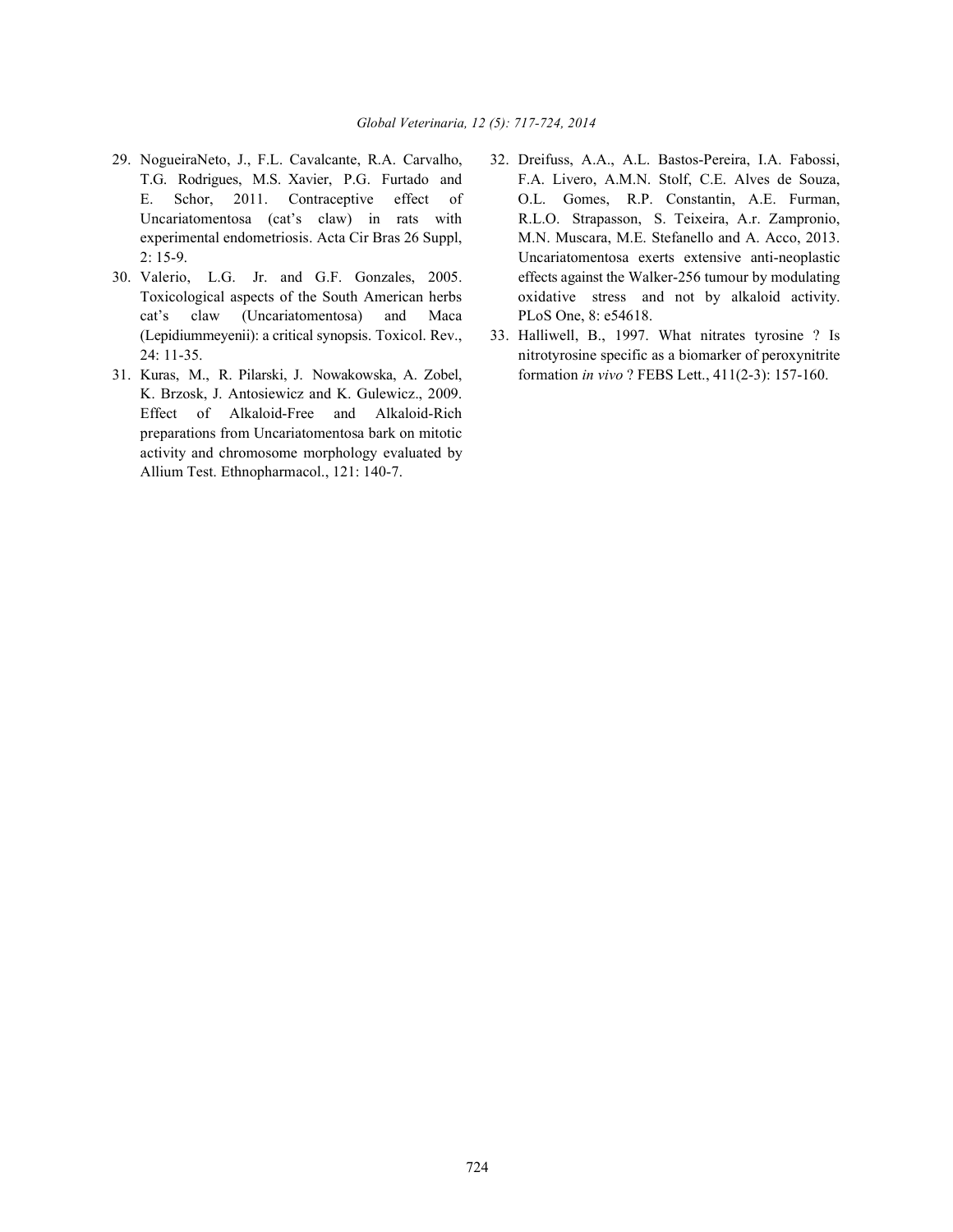29. NogueiraNeto, J., F.L. Cavalcante, R.A. Carvalho, T.G. Rodrigues, M.S. Xavier, P.G. Furtado and E. Schor, 2011. Contraceptive effect of Uncariatomentosa (cat's claw) in rats with experimental endometriosis. Acta Cir Bras 26 Suppl, 2: 15-9.
30. Valerio, L.G. Jr. and G.F. Gonzales, 2005. Toxicological aspects of the South American herbs cat's claw (Uncariatomentosa) and Maca (Lepidiummeyenii): a critical synopsis. Toxicol. Rev., 24: 11-35.
31. Kuras, M., R. Pilarski, J. Nowakowska, A. Zobel, K. Brzosk, J. Antosiewicz and K. Gulewicz., 2009. Effect of Alkaloid-Free and Alkaloid-Rich preparations from Uncariatomentosa bark on mitotic activity and chromosome morphology evaluated by Allium Test. Ethnopharmacol., 121: 140-7.
32. Dreifuss, A.A., A.L. Bastos-Pereira, I.A. Fabossi, F.A. Livero, A.M.N. Stolf, C.E. Alves de Souza, O.L. Gomes, R.P. Constantin, A.E. Furman, R.L.O. Strapasson, S. Teixeira, A.r. Zampronio, M.N. Muscara, M.E. Stefanello and A. Acco, 2013. Uncariatomentosa exerts extensive anti-neoplastic effects against the Walker-256 tumour by modulating oxidative stress and not by alkaloid activity. PLoS One, 8: e54618.
33. Halliwell, B., 1997. What nitrates tyrosine ? Is nitrotyrosine specific as a biomarker of peroxynitrite formation *in vivo* ? FEBS Lett., 411(2-3): 157-160.